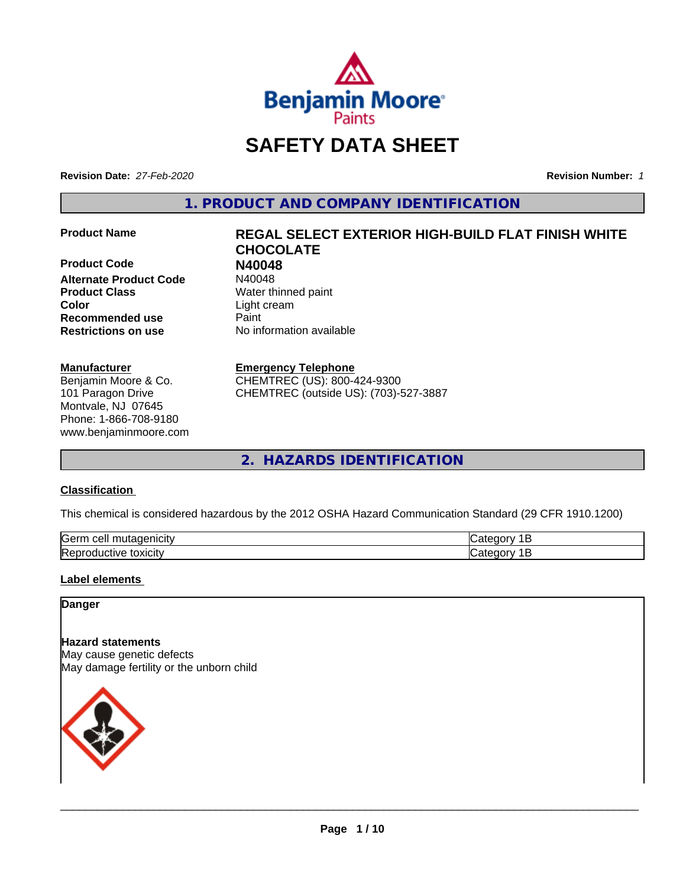# SAFETY DATA SHEET

**Revision Date:** *27-Feb-2020*

**Revision Number:** *1*

## 1. PRODUCT AND COMPANY IDENTIFICATION

| | |
|---|---|
| **Product Name** | **REGAL SELECT EXTERIOR HIGH-BUILD FLAT FINISH WHITE CHOCOLATE** |
| **Product Code** | **N40048** |
| **Alternate Product Code** | N40048 |
| **Product Class** | Water thinned paint |
| **Color** | Light cream |
| **Recommended use** | Paint |
| **Restrictions on use** | No information available |

**Manufacturer**
Benjamin Moore & Co.
101 Paragon Drive
Montvale, NJ 07645
Phone: 1-866-708-9180
www.benjaminmoore.com

**Emergency Telephone**
CHEMTREC (US): 800-424-9300
CHEMTREC (outside US): (703)-527-3887

## 2. HAZARDS IDENTIFICATION

### Classification

This chemical is considered hazardous by the 2012 OSHA Hazard Communication Standard (29 CFR 1910.1200)

| | |
|---|---|
| Germ cell mutagenicity | Category 1B |
| Reproductive toxicity | Category 1B |

### Label elements

**Danger**

**Hazard statements**
May cause genetic defects
May damage fertility or the unborn child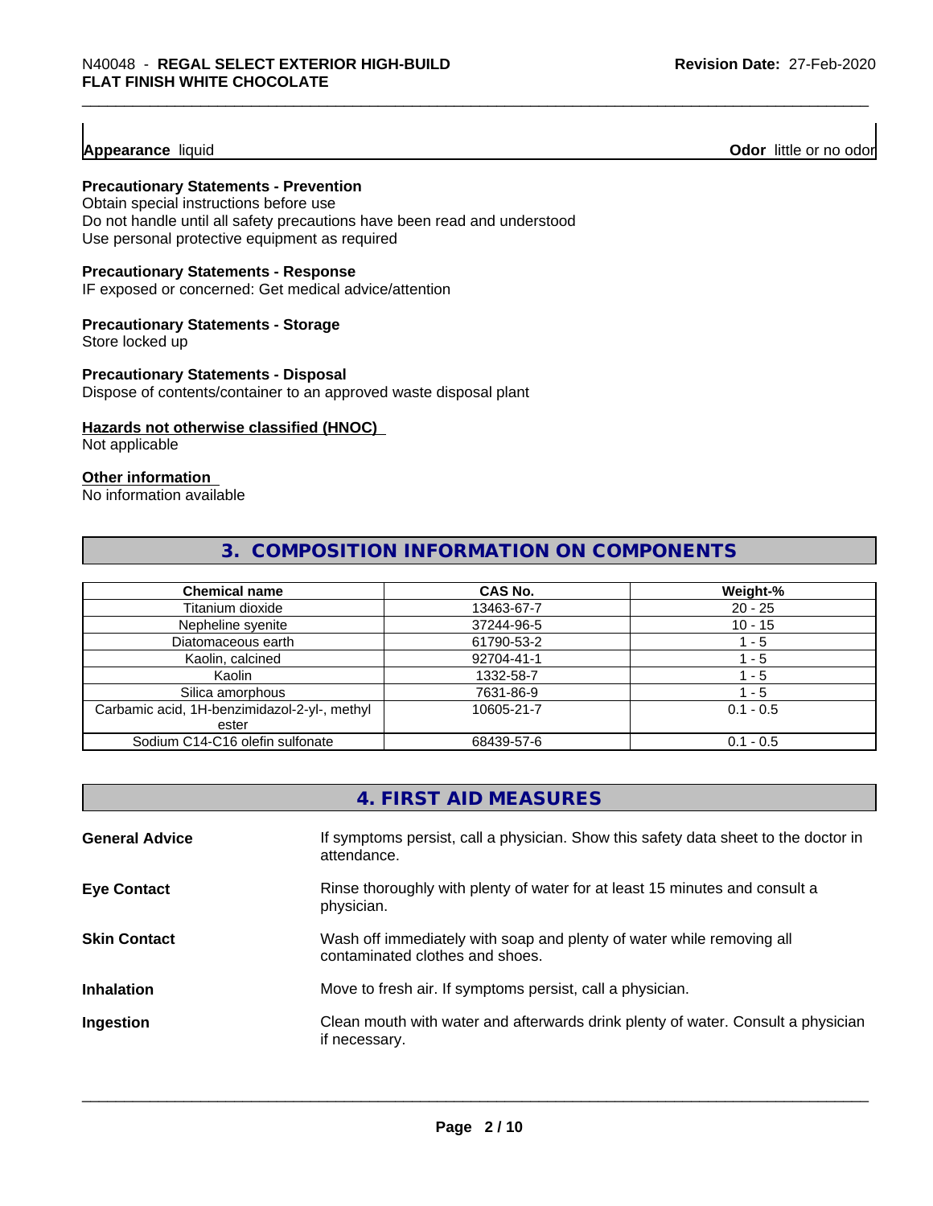**Appearance** liquid **Odor** little or no odor

**Precautionary Statements - Prevention**
Obtain special instructions before use
Do not handle until all safety precautions have been read and understood
Use personal protective equipment as required

**Precautionary Statements - Response**
IF exposed or concerned: Get medical advice/attention

**Precautionary Statements - Storage**
Store locked up

**Precautionary Statements - Disposal**
Dispose of contents/container to an approved waste disposal plant

**Hazards not otherwise classified (HNOC)**
Not applicable

**Other information**
No information available

## 3. COMPOSITION INFORMATION ON COMPONENTS

| Chemical name | CAS No. | Weight-% |
|---|---|---|
| Titanium dioxide | 13463-67-7 | 20 - 25 |
| Nepheline syenite | 37244-96-5 | 10 - 15 |
| Diatomaceous earth | 61790-53-2 | 1 - 5 |
| Kaolin, calcined | 92704-41-1 | 1 - 5 |
| Kaolin | 1332-58-7 | 1 - 5 |
| Silica amorphous | 7631-86-9 | 1 - 5 |
| Carbamic acid, 1H-benzimidazol-2-yl-, methyl ester | 10605-21-7 | 0.1 - 0.5 |
| Sodium C14-C16 olefin sulfonate | 68439-57-6 | 0.1 - 0.5 |

## 4. FIRST AID MEASURES

**General Advice** If symptoms persist, call a physician. Show this safety data sheet to the doctor in attendance.

**Eye Contact** Rinse thoroughly with plenty of water for at least 15 minutes and consult a physician.

**Skin Contact** Wash off immediately with soap and plenty of water while removing all contaminated clothes and shoes.

**Inhalation** Move to fresh air. If symptoms persist, call a physician.

**Ingestion** Clean mouth with water and afterwards drink plenty of water. Consult a physician if necessary.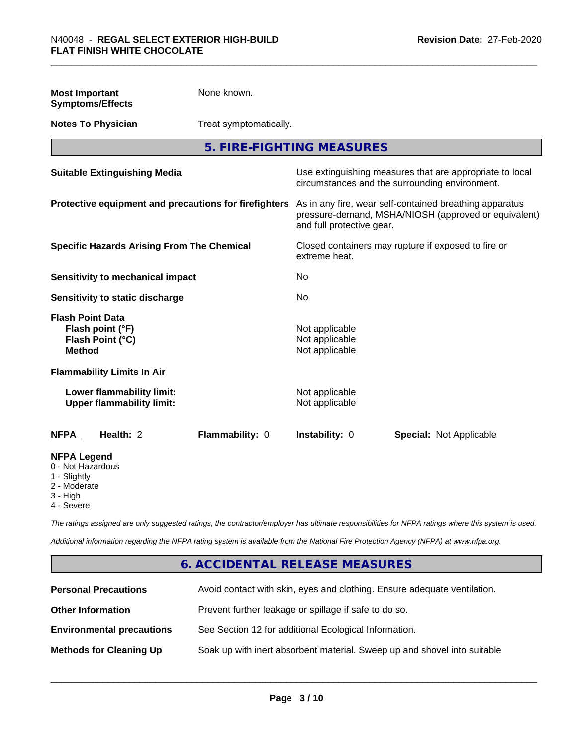| | |
|---|---|
| **Most Important Symptoms/Effects** | None known. |
| **Notes To Physician** | Treat symptomatically. |

## 5. FIRE-FIGHTING MEASURES

| | |
|---|---|
| **Suitable Extinguishing Media** | Use extinguishing measures that are appropriate to local circumstances and the surrounding environment. |
| **Protective equipment and precautions for firefighters** | As in any fire, wear self-contained breathing apparatus pressure-demand, MSHA/NIOSH (approved or equivalent) and full protective gear. |
| **Specific Hazards Arising From The Chemical** | Closed containers may rupture if exposed to fire or extreme heat. |
| **Sensitivity to mechanical impact** | No |
| **Sensitivity to static discharge** | No |

**Flash Point Data**

| | |
|---|---|
| **Flash point (°F)** | Not applicable |
| **Flash Point (°C)** | Not applicable |
| **Method** | Not applicable |

**Flammability Limits In Air**

| | |
|---|---|
| **Lower flammability limit:** | Not applicable |
| **Upper flammability limit:** | Not applicable |

| NFPA | Health: 2 | Flammability: 0 | Instability: 0 | Special: Not Applicable |
|---|---|---|---|---|

**NFPA Legend**
- 0 - Not Hazardous
- 1 - Slightly
- 2 - Moderate
- 3 - High
- 4 - Severe

*The ratings assigned are only suggested ratings, the contractor/employer has ultimate responsibilities for NFPA ratings where this system is used.*

*Additional information regarding the NFPA rating system is available from the National Fire Protection Agency (NFPA) at www.nfpa.org.*

## 6. ACCIDENTAL RELEASE MEASURES

| | |
|---|---|
| **Personal Precautions** | Avoid contact with skin, eyes and clothing. Ensure adequate ventilation. |
| **Other Information** | Prevent further leakage or spillage if safe to do so. |
| **Environmental precautions** | See Section 12 for additional Ecological Information. |
| **Methods for Cleaning Up** | Soak up with inert absorbent material. Sweep up and shovel into suitable |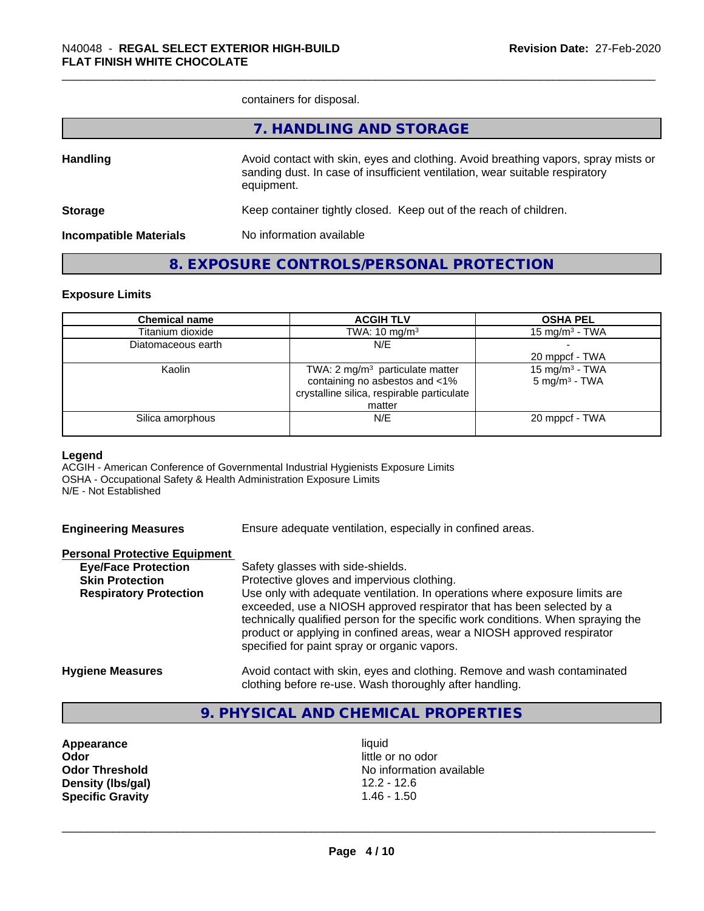containers for disposal.

## 7. HANDLING AND STORAGE

**Handling** Avoid contact with skin, eyes and clothing. Avoid breathing vapors, spray mists or sanding dust. In case of insufficient ventilation, wear suitable respiratory equipment.

**Storage** Keep container tightly closed. Keep out of the reach of children.

**Incompatible Materials** No information available

## 8. EXPOSURE CONTROLS/PERSONAL PROTECTION

### Exposure Limits

| Chemical name | ACGIH TLV | OSHA PEL |
|---|---|---|
| Titanium dioxide | TWA: 10 mg/m³ | 15 mg/m³ - TWA |
| Diatomaceous earth | N/E | -<br>20 mppcf - TWA |
| Kaolin | TWA: 2 mg/m³ particulate matter containing no asbestos and <1% crystalline silica, respirable particulate matter | 15 mg/m³ - TWA<br>5 mg/m³ - TWA |
| Silica amorphous | N/E | 20 mppcf - TWA |

**Legend**
ACGIH - American Conference of Governmental Industrial Hygienists Exposure Limits
OSHA - Occupational Safety & Health Administration Exposure Limits
N/E - Not Established

**Engineering Measures** Ensure adequate ventilation, especially in confined areas.

**Personal Protective Equipment**

**Eye/Face Protection** Safety glasses with side-shields.

**Skin Protection** Protective gloves and impervious clothing.

**Respiratory Protection** Use only with adequate ventilation. In operations where exposure limits are exceeded, use a NIOSH approved respirator that has been selected by a technically qualified person for the specific work conditions. When spraying the product or applying in confined areas, wear a NIOSH approved respirator specified for paint spray or organic vapors.

**Hygiene Measures** Avoid contact with skin, eyes and clothing. Remove and wash contaminated clothing before re-use. Wash thoroughly after handling.

## 9. PHYSICAL AND CHEMICAL PROPERTIES

| | |
|---|---|
| **Appearance** | liquid |
| **Odor** | little or no odor |
| **Odor Threshold** | No information available |
| **Density (lbs/gal)** | 12.2 - 12.6 |
| **Specific Gravity** | 1.46 - 1.50 |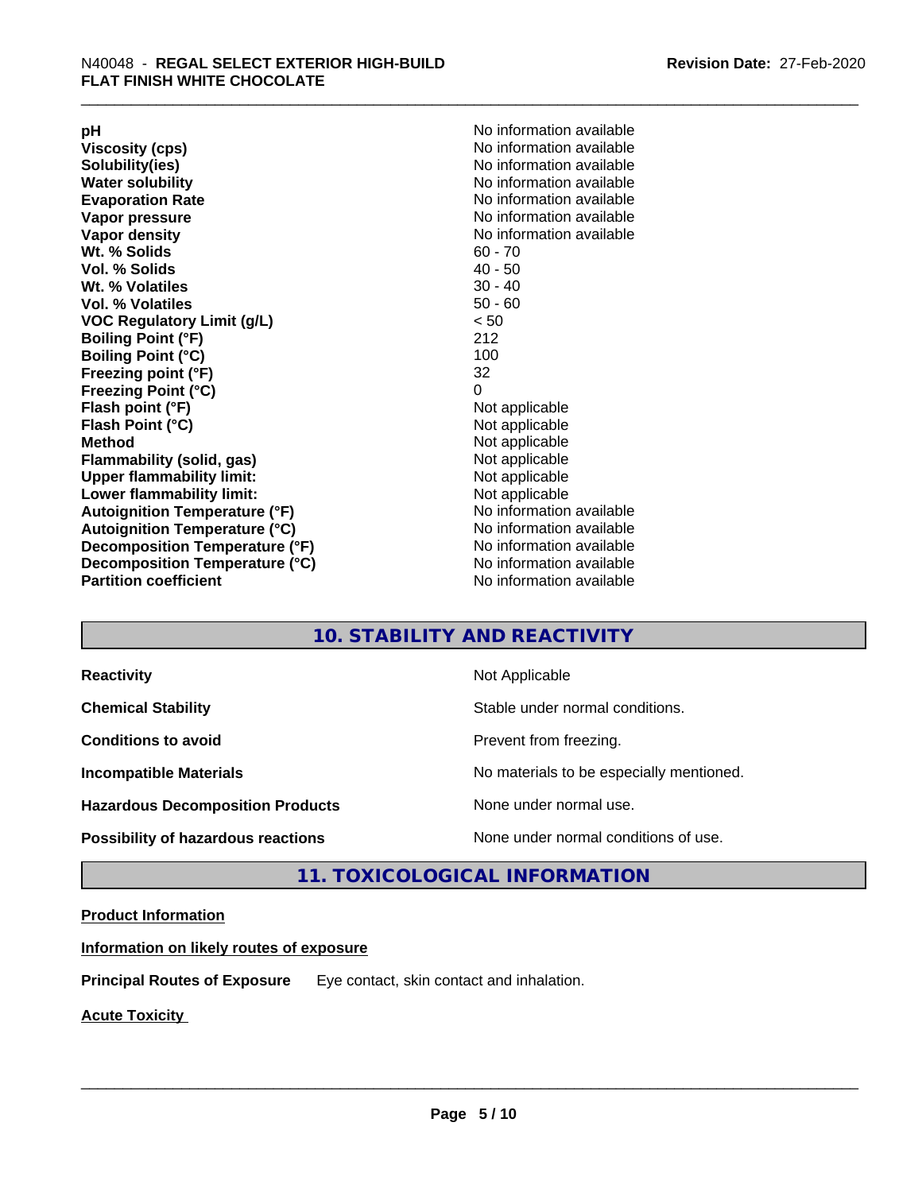| | |
|---|---|
| **pH** | No information available |
| **Viscosity (cps)** | No information available |
| **Solubility(ies)** | No information available |
| **Water solubility** | No information available |
| **Evaporation Rate** | No information available |
| **Vapor pressure** | No information available |
| **Vapor density** | No information available |
| **Wt. % Solids** | 60 - 70 |
| **Vol. % Solids** | 40 - 50 |
| **Wt. % Volatiles** | 30 - 40 |
| **Vol. % Volatiles** | 50 - 60 |
| **VOC Regulatory Limit (g/L)** | < 50 |
| **Boiling Point (°F)** | 212 |
| **Boiling Point (°C)** | 100 |
| **Freezing point (°F)** | 32 |
| **Freezing Point (°C)** | 0 |
| **Flash point (°F)** | Not applicable |
| **Flash Point (°C)** | Not applicable |
| **Method** | Not applicable |
| **Flammability (solid, gas)** | Not applicable |
| **Upper flammability limit:** | Not applicable |
| **Lower flammability limit:** | Not applicable |
| **Autoignition Temperature (°F)** | No information available |
| **Autoignition Temperature (°C)** | No information available |
| **Decomposition Temperature (°F)** | No information available |
| **Decomposition Temperature (°C)** | No information available |
| **Partition coefficient** | No information available |

## 10. STABILITY AND REACTIVITY

| | |
|---|---|
| **Reactivity** | Not Applicable |
| **Chemical Stability** | Stable under normal conditions. |
| **Conditions to avoid** | Prevent from freezing. |
| **Incompatible Materials** | No materials to be especially mentioned. |
| **Hazardous Decomposition Products** | None under normal use. |
| **Possibility of hazardous reactions** | None under normal conditions of use. |

## 11. TOXICOLOGICAL INFORMATION

**Product Information**

**Information on likely routes of exposure**

**Principal Routes of Exposure** Eye contact, skin contact and inhalation.

**Acute Toxicity**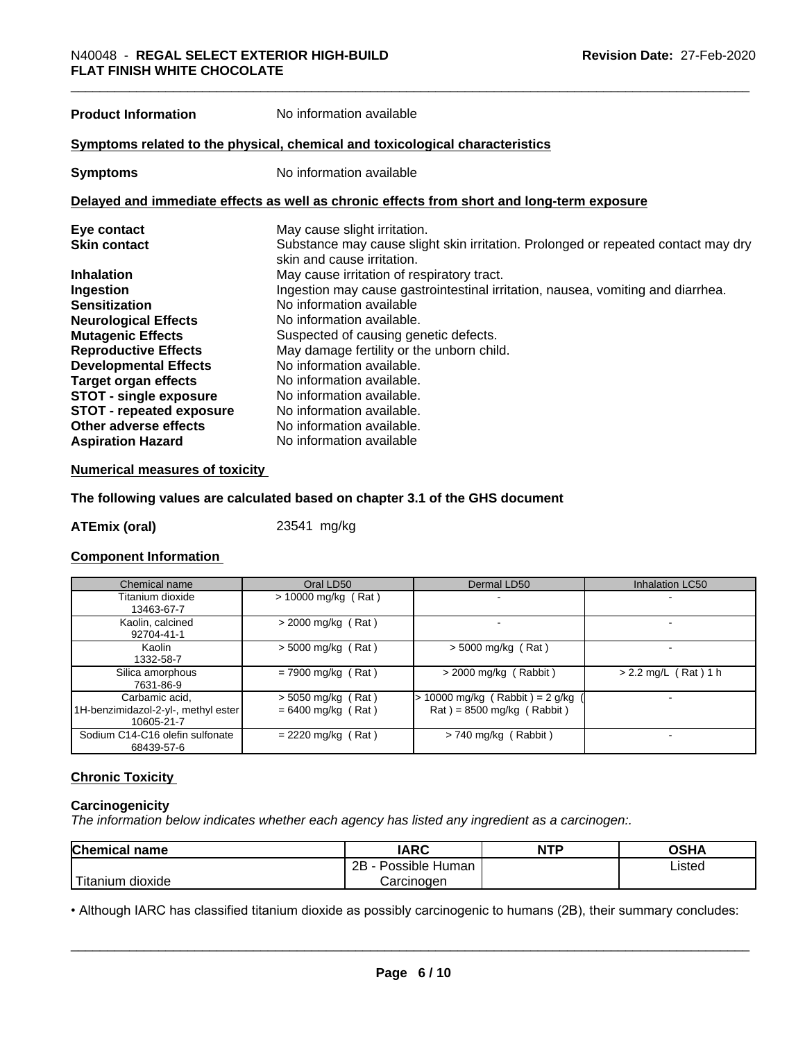**Product Information** No information available

**Symptoms related to the physical, chemical and toxicological characteristics**

**Symptoms** No information available

**Delayed and immediate effects as well as chronic effects from short and long-term exposure**

| | |
|---|---|
| **Eye contact** | May cause slight irritation. |
| **Skin contact** | Substance may cause slight skin irritation. Prolonged or repeated contact may dry skin and cause irritation. |
| **Inhalation** | May cause irritation of respiratory tract. |
| **Ingestion** | Ingestion may cause gastrointestinal irritation, nausea, vomiting and diarrhea. |
| **Sensitization** | No information available |
| **Neurological Effects** | No information available. |
| **Mutagenic Effects** | Suspected of causing genetic defects. |
| **Reproductive Effects** | May damage fertility or the unborn child. |
| **Developmental Effects** | No information available. |
| **Target organ effects** | No information available. |
| **STOT - single exposure** | No information available. |
| **STOT - repeated exposure** | No information available. |
| **Other adverse effects** | No information available. |
| **Aspiration Hazard** | No information available |

**Numerical measures of toxicity**

**The following values are calculated based on chapter 3.1 of the GHS document**

**ATEmix (oral)** 23541 mg/kg

**Component Information**

| Chemical name | Oral LD50 | Dermal LD50 | Inhalation LC50 |
|---|---|---|---|
| Titanium dioxide<br>13463-67-7 | > 10000 mg/kg ( Rat ) | - | - |
| Kaolin, calcined<br>92704-41-1 | > 2000 mg/kg ( Rat ) | - | - |
| Kaolin<br>1332-58-7 | > 5000 mg/kg ( Rat ) | > 5000 mg/kg ( Rat ) | - |
| Silica amorphous<br>7631-86-9 | = 7900 mg/kg ( Rat ) | > 2000 mg/kg ( Rabbit ) | > 2.2 mg/L ( Rat ) 1 h |
| Carbamic acid, 1H-benzimidazol-2-yl-, methyl ester<br>10605-21-7 | > 5050 mg/kg ( Rat )<br>= 6400 mg/kg ( Rat ) | > 10000 mg/kg ( Rabbit ) = 2 g/kg ( Rat ) = 8500 mg/kg ( Rabbit ) | - |
| Sodium C14-C16 olefin sulfonate<br>68439-57-6 | = 2220 mg/kg ( Rat ) | > 740 mg/kg ( Rabbit ) | - |

**Chronic Toxicity**

**Carcinogenicity**

*The information below indicates whether each agency has listed any ingredient as a carcinogen:.*

| Chemical name | IARC | NTP | OSHA |
|---|---|---|---|
| Titanium dioxide | 2B - Possible Human Carcinogen | | Listed |

• Although IARC has classified titanium dioxide as possibly carcinogenic to humans (2B), their summary concludes: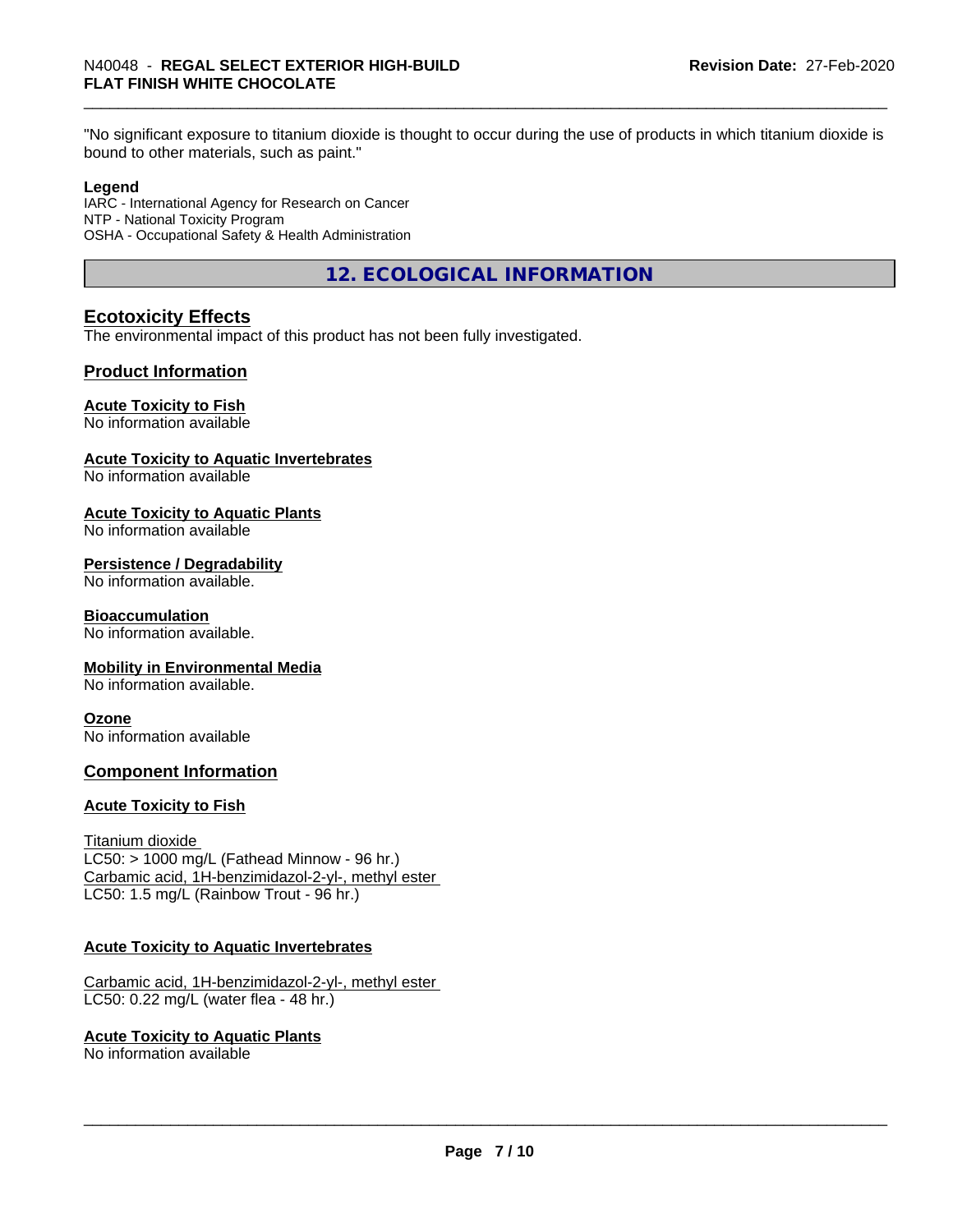"No significant exposure to titanium dioxide is thought to occur during the use of products in which titanium dioxide is bound to other materials, such as paint."

**Legend**
IARC - International Agency for Research on Cancer
NTP - National Toxicity Program
OSHA - Occupational Safety & Health Administration

## 12. ECOLOGICAL INFORMATION

### Ecotoxicity Effects

The environmental impact of this product has not been fully investigated.

### Product Information

**Acute Toxicity to Fish**
No information available

**Acute Toxicity to Aquatic Invertebrates**
No information available

**Acute Toxicity to Aquatic Plants**
No information available

**Persistence / Degradability**
No information available.

**Bioaccumulation**
No information available.

**Mobility in Environmental Media**
No information available.

**Ozone**
No information available

### Component Information

**Acute Toxicity to Fish**

Titanium dioxide
LC50: > 1000 mg/L (Fathead Minnow - 96 hr.)
Carbamic acid, 1H-benzimidazol-2-yl-, methyl ester
LC50: 1.5 mg/L (Rainbow Trout - 96 hr.)

**Acute Toxicity to Aquatic Invertebrates**

Carbamic acid, 1H-benzimidazol-2-yl-, methyl ester
LC50: 0.22 mg/L (water flea - 48 hr.)

**Acute Toxicity to Aquatic Plants**
No information available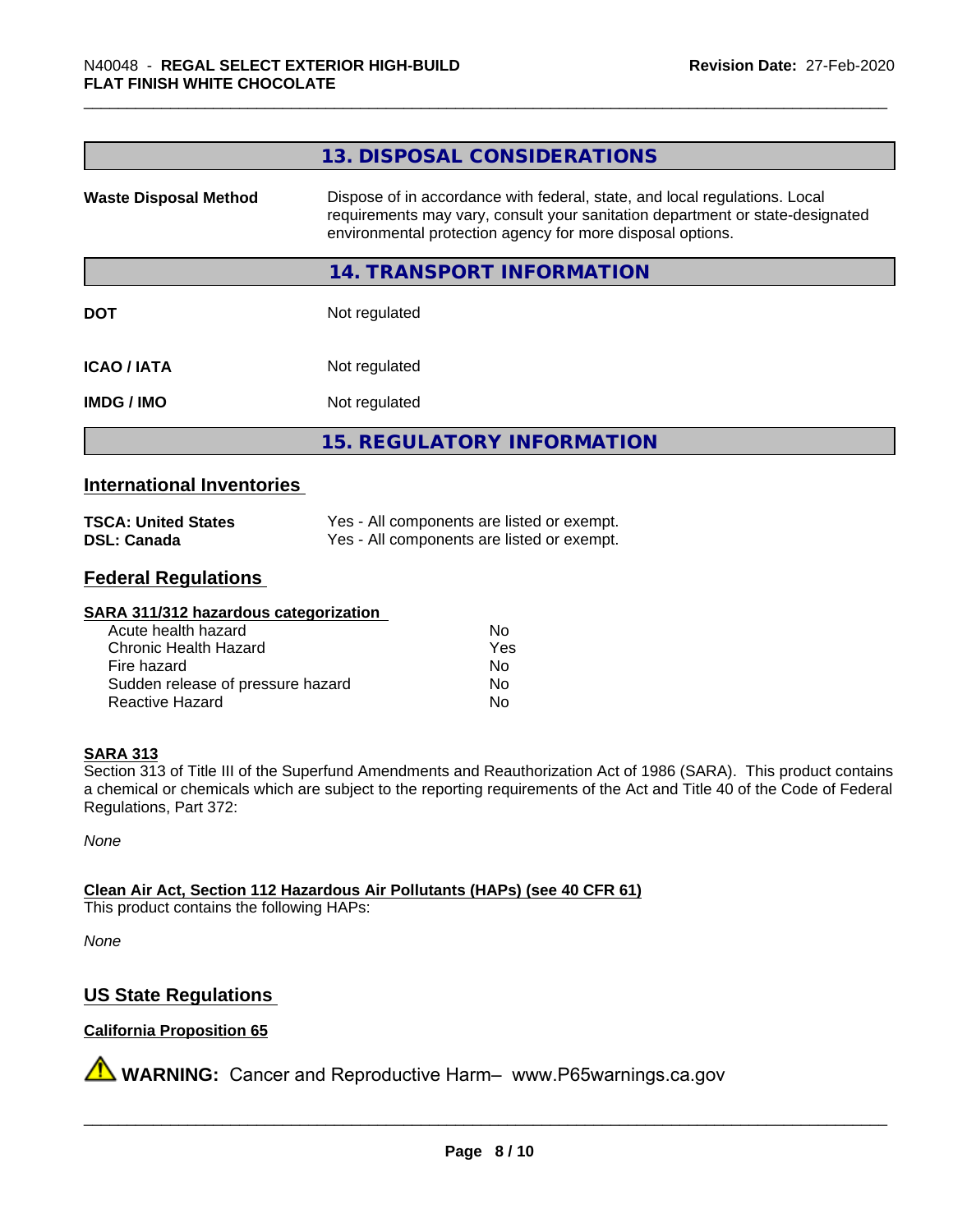## 13. DISPOSAL CONSIDERATIONS

| | |
|---|---|
| **Waste Disposal Method** | Dispose of in accordance with federal, state, and local regulations. Local requirements may vary, consult your sanitation department or state-designated environmental protection agency for more disposal options. |

## 14. TRANSPORT INFORMATION

| | |
|---|---|
| **DOT** | Not regulated |
| **ICAO / IATA** | Not regulated |
| **IMDG / IMO** | Not regulated |

## 15. REGULATORY INFORMATION

### International Inventories

| | |
|---|---|
| **TSCA: United States** | Yes - All components are listed or exempt. |
| **DSL: Canada** | Yes - All components are listed or exempt. |

### Federal Regulations

**SARA 311/312 hazardous categorization**

| | |
|---|---|
| Acute health hazard | No |
| Chronic Health Hazard | Yes |
| Fire hazard | No |
| Sudden release of pressure hazard | No |
| Reactive Hazard | No |

**SARA 313**

Section 313 of Title III of the Superfund Amendments and Reauthorization Act of 1986 (SARA). This product contains a chemical or chemicals which are subject to the reporting requirements of the Act and Title 40 of the Code of Federal Regulations, Part 372:

*None*

**Clean Air Act, Section 112 Hazardous Air Pollutants (HAPs) (see 40 CFR 61)**

This product contains the following HAPs:

*None*

### US State Regulations

**California Proposition 65**

⚠ **WARNING:** Cancer and Reproductive Harm– www.P65warnings.ca.gov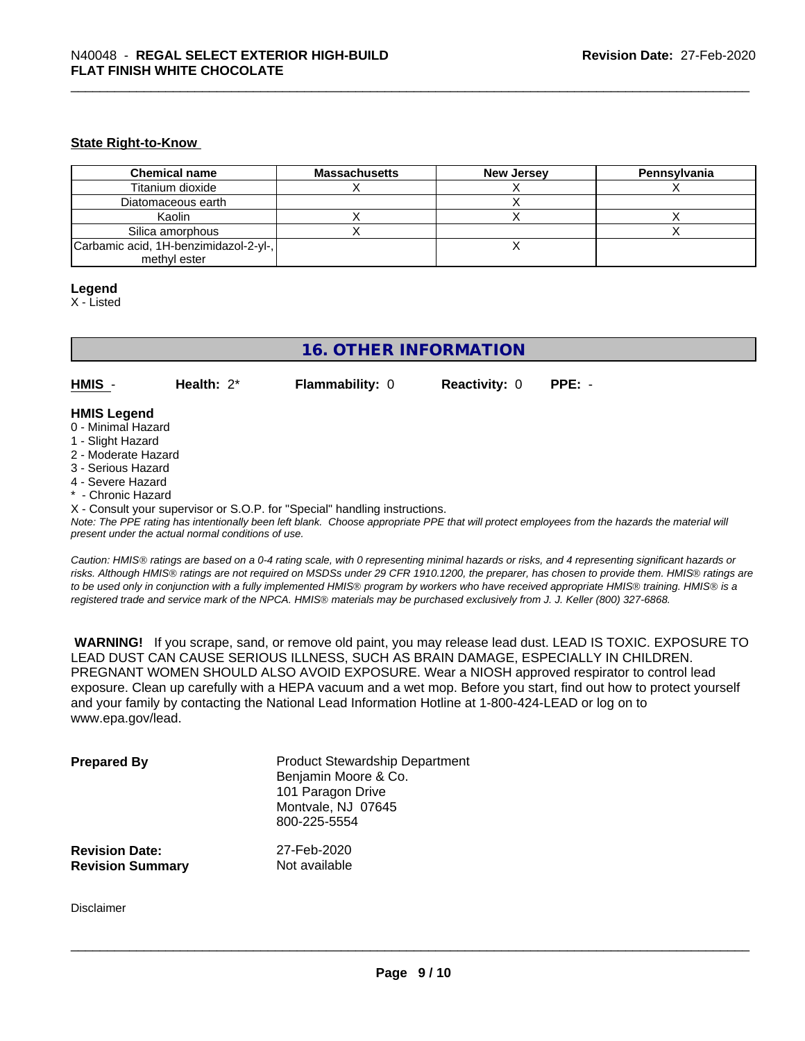**State Right-to-Know**

| Chemical name | Massachusetts | New Jersey | Pennsylvania |
| --- | --- | --- | --- |
| Titanium dioxide | X | X | X |
| Diatomaceous earth | | X | |
| Kaolin | X | X | X |
| Silica amorphous | X | | X |
| Carbamic acid, 1H-benzimidazol-2-yl-, methyl ester | | X | |

**Legend**

X - Listed

## 16. OTHER INFORMATION

**HMIS** - **Health:** 2* **Flammability:** 0 **Reactivity:** 0 **PPE:** -

**HMIS Legend**

0 - Minimal Hazard
1 - Slight Hazard
2 - Moderate Hazard
3 - Serious Hazard
4 - Severe Hazard
* - Chronic Hazard
X - Consult your supervisor or S.O.P. for "Special" handling instructions.

*Note: The PPE rating has intentionally been left blank. Choose appropriate PPE that will protect employees from the hazards the material will present under the actual normal conditions of use.*

*Caution: HMIS® ratings are based on a 0-4 rating scale, with 0 representing minimal hazards or risks, and 4 representing significant hazards or risks. Although HMIS® ratings are not required on MSDSs under 29 CFR 1910.1200, the preparer, has chosen to provide them. HMIS® ratings are to be used only in conjunction with a fully implemented HMIS® program by workers who have received appropriate HMIS® training. HMIS® is a registered trade and service mark of the NPCA. HMIS® materials may be purchased exclusively from J. J. Keller (800) 327-6868.*

**WARNING!** If you scrape, sand, or remove old paint, you may release lead dust. LEAD IS TOXIC. EXPOSURE TO LEAD DUST CAN CAUSE SERIOUS ILLNESS, SUCH AS BRAIN DAMAGE, ESPECIALLY IN CHILDREN. PREGNANT WOMEN SHOULD ALSO AVOID EXPOSURE. Wear a NIOSH approved respirator to control lead exposure. Clean up carefully with a HEPA vacuum and a wet mop. Before you start, find out how to protect yourself and your family by contacting the National Lead Information Hotline at 1-800-424-LEAD or log on to www.epa.gov/lead.

**Prepared By**
Product Stewardship Department
Benjamin Moore & Co.
101 Paragon Drive
Montvale, NJ 07645
800-225-5554

**Revision Date:** 27-Feb-2020
**Revision Summary** Not available

Disclaimer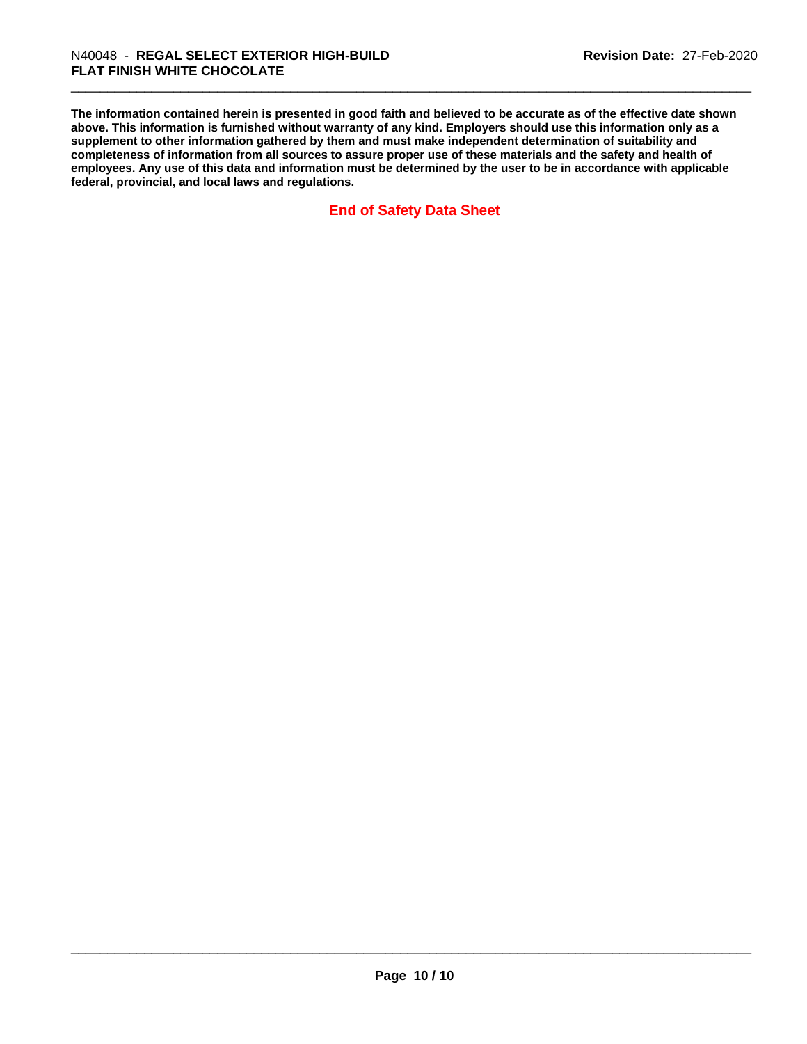**The information contained herein is presented in good faith and believed to be accurate as of the effective date shown above. This information is furnished without warranty of any kind. Employers should use this information only as a supplement to other information gathered by them and must make independent determination of suitability and completeness of information from all sources to assure proper use of these materials and the safety and health of employees. Any use of this data and information must be determined by the user to be in accordance with applicable federal, provincial, and local laws and regulations.**

**End of Safety Data Sheet**